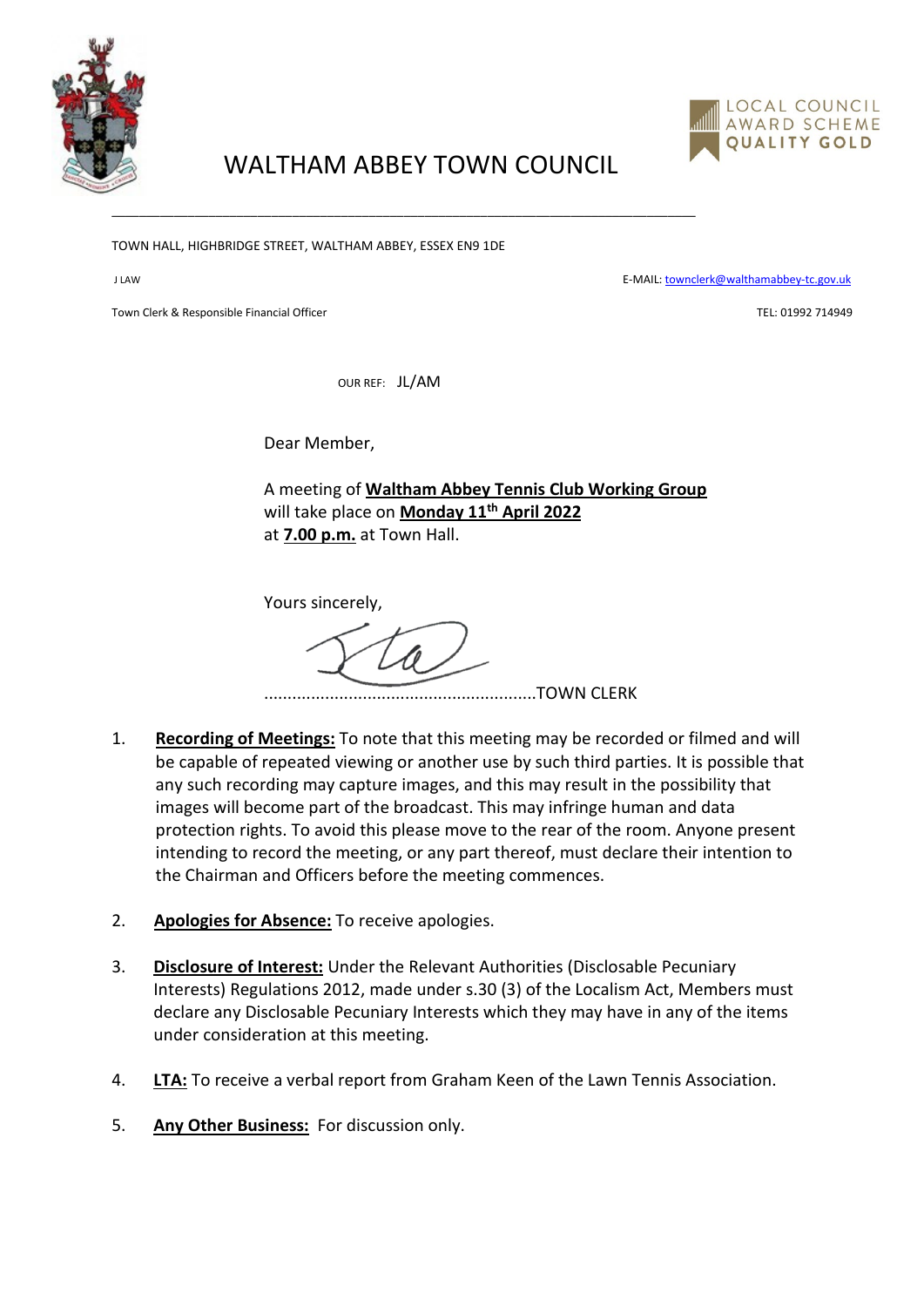# WALTHAM ABBEY TOWN COUNCIL

LOCAL COUNCIL AWARD SCHEME QUALITY GOLD

TOWN HALL, HIGHBRIDGE STREET, WALTHAM ABBEY, ESSEX EN9 1DE

J LAW

Town Clerk & Responsible Financial Officer

E-MAIL: townclerk@walthamabbey-tc.gov.uk

TEL: 01992 714949

OUR REF: JL/AM

Dear Member,

A meeting of **Waltham Abbey Tennis Club Working Group** will take place on **Monday 11th April 2022** at **7.00 p.m.** at Town Hall.

Yours sincerely,

.........................................................TOWN CLERK

1. **Recording of Meetings:** To note that this meeting may be recorded or filmed and will be capable of repeated viewing or another use by such third parties. It is possible that any such recording may capture images, and this may result in the possibility that images will become part of the broadcast. This may infringe human and data protection rights. To avoid this please move to the rear of the room. Anyone present intending to record the meeting, or any part thereof, must declare their intention to the Chairman and Officers before the meeting commences.

2. **Apologies for Absence:** To receive apologies.

3. **Disclosure of Interest:** Under the Relevant Authorities (Disclosable Pecuniary Interests) Regulations 2012, made under s.30 (3) of the Localism Act, Members must declare any Disclosable Pecuniary Interests which they may have in any of the items under consideration at this meeting.

4. **LTA:** To receive a verbal report from Graham Keen of the Lawn Tennis Association.

5. **Any Other Business:** For discussion only.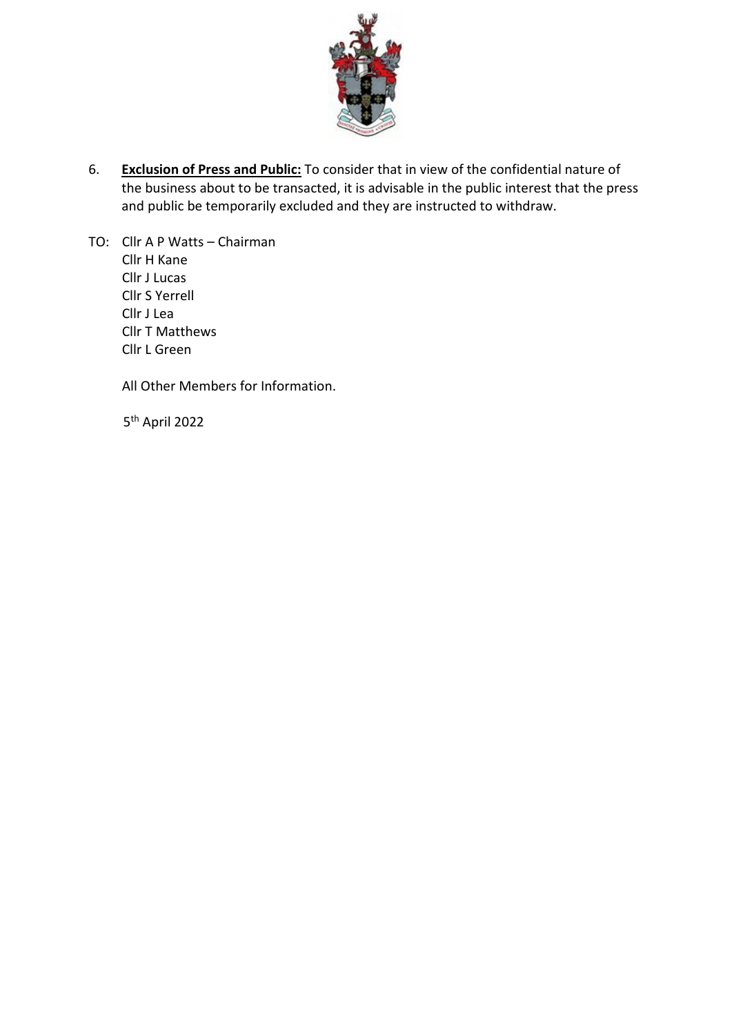6. **Exclusion of Press and Public:** To consider that in view of the confidential nature of the business about to be transacted, it is advisable in the public interest that the press and public be temporarily excluded and they are instructed to withdraw.

TO: Cllr A P Watts – Chairman
Cllr H Kane
Cllr J Lucas
Cllr S Yerrell
Cllr J Lea
Cllr T Matthews
Cllr L Green

All Other Members for Information.

5th April 2022